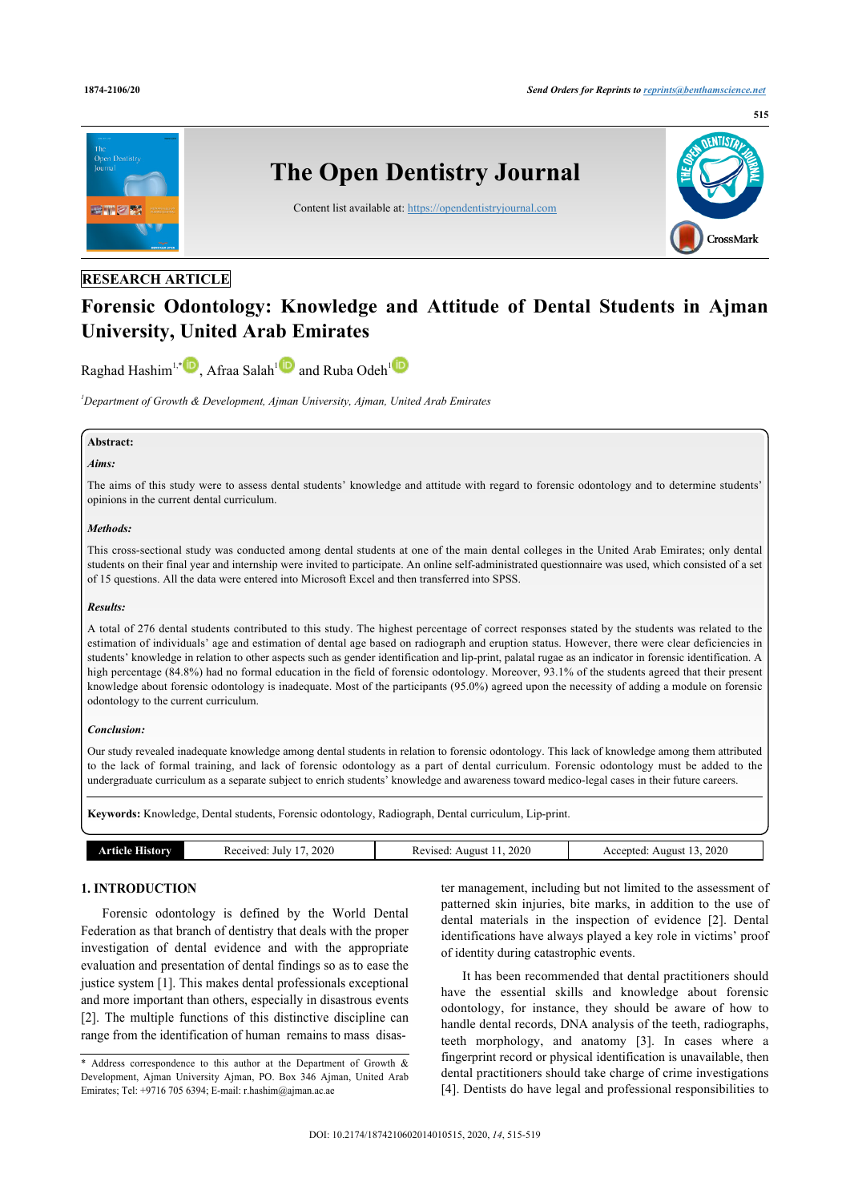RESEARCH ARTICLE

# Forensic Odontology: Knowledge and Attitude of Dental Students in Ajman University, United Arab Emirates

Raghad Hashim[1,*], Afraa Salah[1] and Ruba Odeh[1]

[1]Department of Growth & Development, Ajman University, Ajman, United Arab Emirates

**Abstract:**

***Aims:***

The aims of this study were to assess dental students' knowledge and attitude with regard to forensic odontology and to determine students' opinions in the current dental curriculum.

***Methods:***

This cross-sectional study was conducted among dental students at one of the main dental colleges in the United Arab Emirates; only dental students on their final year and internship were invited to participate. An online self-administrated questionnaire was used, which consisted of a set of 15 questions. All the data were entered into Microsoft Excel and then transferred into SPSS.

***Results:***

A total of 276 dental students contributed to this study. The highest percentage of correct responses stated by the students was related to the estimation of individuals' age and estimation of dental age based on radiograph and eruption status. However, there were clear deficiencies in students' knowledge in relation to other aspects such as gender identification and lip-print, palatal rugae as an indicator in forensic identification. A high percentage (84.8%) had no formal education in the field of forensic odontology. Moreover, 93.1% of the students agreed that their present knowledge about forensic odontology is inadequate. Most of the participants (95.0%) agreed upon the necessity of adding a module on forensic odontology to the current curriculum.

***Conclusion:***

Our study revealed inadequate knowledge among dental students in relation to forensic odontology. This lack of knowledge among them attributed to the lack of formal training, and lack of forensic odontology as a part of dental curriculum. Forensic odontology must be added to the undergraduate curriculum as a separate subject to enrich students' knowledge and awareness toward medico-legal cases in their future careers.

**Keywords:** Knowledge, Dental students, Forensic odontology, Radiograph, Dental curriculum, Lip-print.

| Article History | Received: July 17, 2020 | Revised: August 11, 2020 | Accepted: August 13, 2020 |
|---|---|---|---|

## 1. INTRODUCTION

Forensic odontology is defined by the World Dental Federation as that branch of dentistry that deals with the proper investigation of dental evidence and with the appropriate evaluation and presentation of dental findings so as to ease the justice system [1]. This makes dental professionals exceptional and more important than others, especially in disastrous events [2]. The multiple functions of this distinctive discipline can range from the identification of human remains to mass disaster management, including but not limited to the assessment of patterned skin injuries, bite marks, in addition to the use of dental materials in the inspection of evidence [2]. Dental identifications have always played a key role in victims' proof of identity during catastrophic events.

It has been recommended that dental practitioners should have the essential skills and knowledge about forensic odontology, for instance, they should be aware of how to handle dental records, DNA analysis of the teeth, radiographs, teeth morphology, and anatomy [3]. In cases where a fingerprint record or physical identification is unavailable, then dental practitioners should take charge of crime investigations [4]. Dentists do have legal and professional responsibilities to

* Address correspondence to this author at the Department of Growth & Development, Ajman University Ajman, PO. Box 346 Ajman, United Arab Emirates; Tel: +9716 705 6394; E-mail: r.hashim@ajman.ac.ae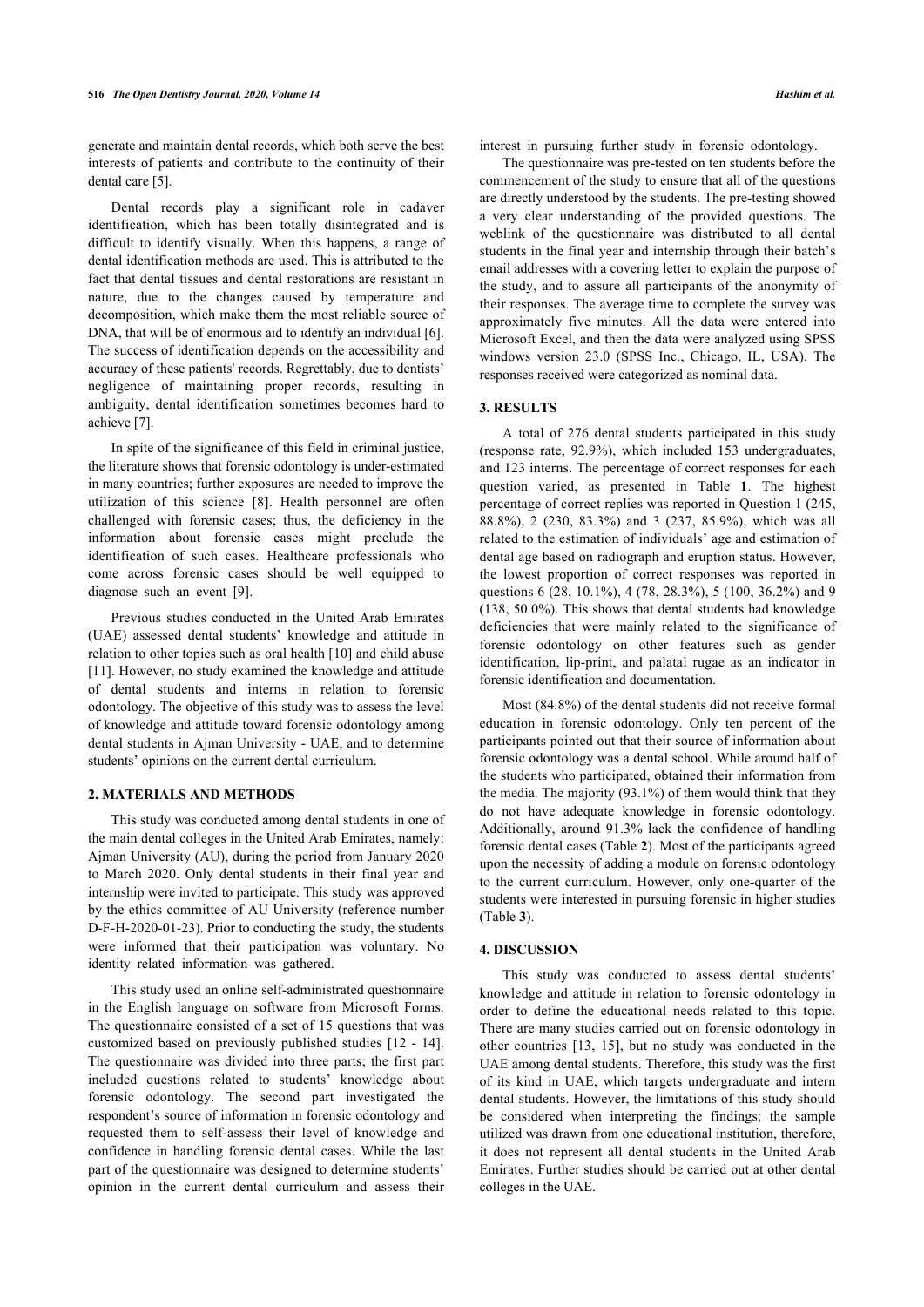generate and maintain dental records, which both serve the best interests of patients and contribute to the continuity of their dental care [5].

Dental records play a significant role in cadaver identification, which has been totally disintegrated and is difficult to identify visually. When this happens, a range of dental identification methods are used. This is attributed to the fact that dental tissues and dental restorations are resistant in nature, due to the changes caused by temperature and decomposition, which make them the most reliable source of DNA, that will be of enormous aid to identify an individual [6]. The success of identification depends on the accessibility and accuracy of these patients' records. Regrettably, due to dentists' negligence of maintaining proper records, resulting in ambiguity, dental identification sometimes becomes hard to achieve [7].

In spite of the significance of this field in criminal justice, the literature shows that forensic odontology is under-estimated in many countries; further exposures are needed to improve the utilization of this science [8]. Health personnel are often challenged with forensic cases; thus, the deficiency in the information about forensic cases might preclude the identification of such cases. Healthcare professionals who come across forensic cases should be well equipped to diagnose such an event [9].

Previous studies conducted in the United Arab Emirates (UAE) assessed dental students' knowledge and attitude in relation to other topics such as oral health [10] and child abuse [11]. However, no study examined the knowledge and attitude of dental students and interns in relation to forensic odontology. The objective of this study was to assess the level of knowledge and attitude toward forensic odontology among dental students in Ajman University - UAE, and to determine students' opinions on the current dental curriculum.

## 2. MATERIALS AND METHODS

This study was conducted among dental students in one of the main dental colleges in the United Arab Emirates, namely: Ajman University (AU), during the period from January 2020 to March 2020. Only dental students in their final year and internship were invited to participate. This study was approved by the ethics committee of AU University (reference number D-F-H-2020-01-23). Prior to conducting the study, the students were informed that their participation was voluntary. No identity related information was gathered.

This study used an online self-administrated questionnaire in the English language on software from Microsoft Forms. The questionnaire consisted of a set of 15 questions that was customized based on previously published studies [12 - 14]. The questionnaire was divided into three parts; the first part included questions related to students' knowledge about forensic odontology. The second part investigated the respondent's source of information in forensic odontology and requested them to self-assess their level of knowledge and confidence in handling forensic dental cases. While the last part of the questionnaire was designed to determine students' opinion in the current dental curriculum and assess their interest in pursuing further study in forensic odontology.

The questionnaire was pre-tested on ten students before the commencement of the study to ensure that all of the questions are directly understood by the students. The pre-testing showed a very clear understanding of the provided questions. The weblink of the questionnaire was distributed to all dental students in the final year and internship through their batch's email addresses with a covering letter to explain the purpose of the study, and to assure all participants of the anonymity of their responses. The average time to complete the survey was approximately five minutes. All the data were entered into Microsoft Excel, and then the data were analyzed using SPSS windows version 23.0 (SPSS Inc., Chicago, IL, USA). The responses received were categorized as nominal data.

## 3. RESULTS

A total of 276 dental students participated in this study (response rate, 92.9%), which included 153 undergraduates, and 123 interns. The percentage of correct responses for each question varied, as presented in Table **1**. The highest percentage of correct replies was reported in Question 1 (245, 88.8%), 2 (230, 83.3%) and 3 (237, 85.9%), which was all related to the estimation of individuals' age and estimation of dental age based on radiograph and eruption status. However, the lowest proportion of correct responses was reported in questions 6 (28, 10.1%), 4 (78, 28.3%), 5 (100, 36.2%) and 9 (138, 50.0%). This shows that dental students had knowledge deficiencies that were mainly related to the significance of forensic odontology on other features such as gender identification, lip-print, and palatal rugae as an indicator in forensic identification and documentation.

Most (84.8%) of the dental students did not receive formal education in forensic odontology. Only ten percent of the participants pointed out that their source of information about forensic odontology was a dental school. While around half of the students who participated, obtained their information from the media. The majority (93.1%) of them would think that they do not have adequate knowledge in forensic odontology. Additionally, around 91.3% lack the confidence of handling forensic dental cases (Table **2**). Most of the participants agreed upon the necessity of adding a module on forensic odontology to the current curriculum. However, only one-quarter of the students were interested in pursuing forensic in higher studies (Table **3**).

## 4. DISCUSSION

This study was conducted to assess dental students' knowledge and attitude in relation to forensic odontology in order to define the educational needs related to this topic. There are many studies carried out on forensic odontology in other countries [13, 15], but no study was conducted in the UAE among dental students. Therefore, this study was the first of its kind in UAE, which targets undergraduate and intern dental students. However, the limitations of this study should be considered when interpreting the findings; the sample utilized was drawn from one educational institution, therefore, it does not represent all dental students in the United Arab Emirates. Further studies should be carried out at other dental colleges in the UAE.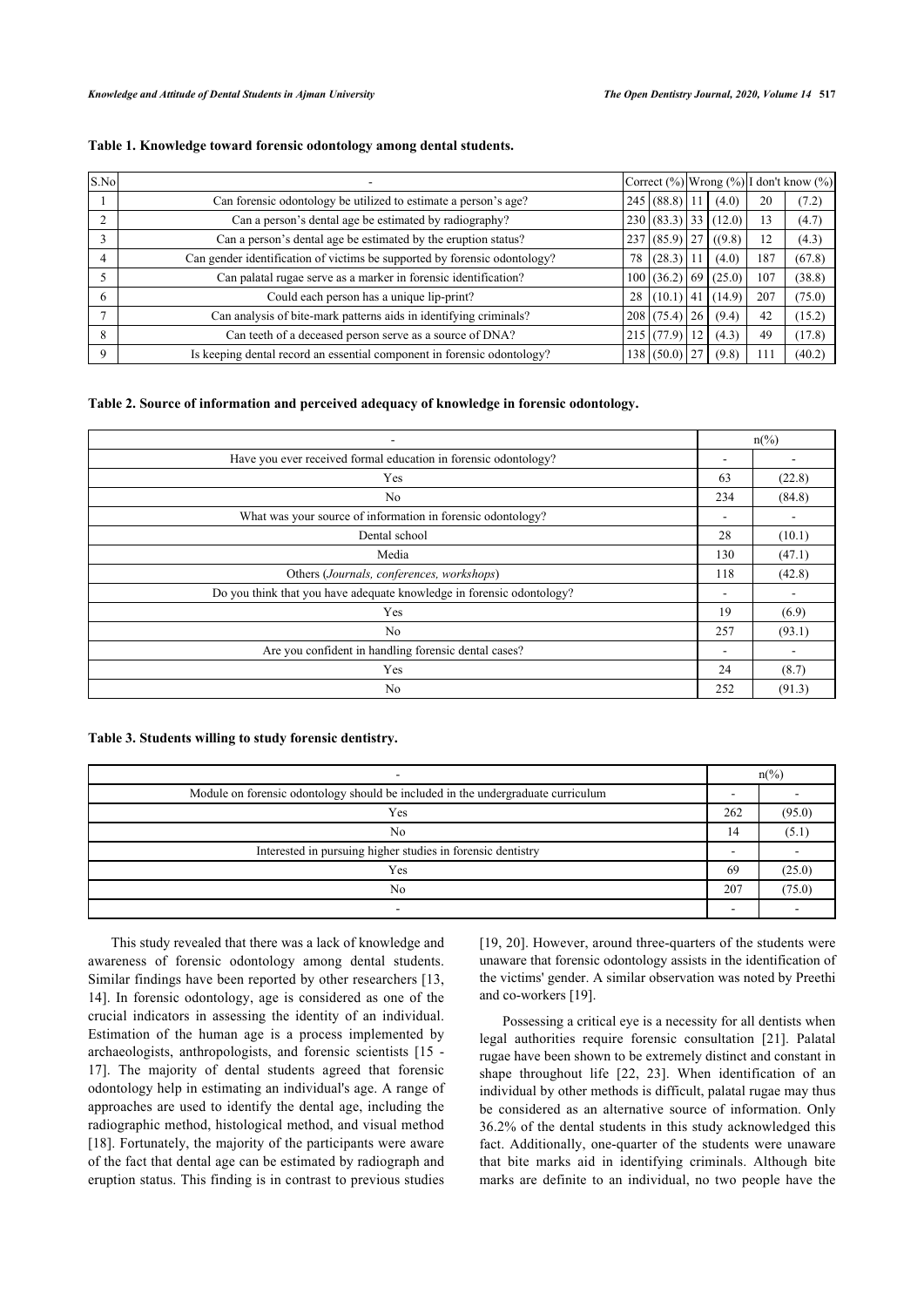**Table 1. Knowledge toward forensic odontology among dental students.**

| S.No | - | Correct (%) | | Wrong (%) | | I don't know (%) | |
|---|---|---|---|---|---|---|---|
| 1 | Can forensic odontology be utilized to estimate a person's age? | 245 | (88.8) | 11 | (4.0) | 20 | (7.2) |
| 2 | Can a person's dental age be estimated by radiography? | 230 | (83.3) | 33 | (12.0) | 13 | (4.7) |
| 3 | Can a person's dental age be estimated by the eruption status? | 237 | (85.9) | 27 | ((9.8) | 12 | (4.3) |
| 4 | Can gender identification of victims be supported by forensic odontology? | 78 | (28.3) | 11 | (4.0) | 187 | (67.8) |
| 5 | Can palatal rugae serve as a marker in forensic identification? | 100 | (36.2) | 69 | (25.0) | 107 | (38.8) |
| 6 | Could each person has a unique lip-print? | 28 | (10.1) | 41 | (14.9) | 207 | (75.0) |
| 7 | Can analysis of bite-mark patterns aids in identifying criminals? | 208 | (75.4) | 26 | (9.4) | 42 | (15.2) |
| 8 | Can teeth of a deceased person serve as a source of DNA? | 215 | (77.9) | 12 | (4.3) | 49 | (17.8) |
| 9 | Is keeping dental record an essential component in forensic odontology? | 138 | (50.0) | 27 | (9.8) | 111 | (40.2) |

**Table 2. Source of information and perceived adequacy of knowledge in forensic odontology.**

| - | n(%) | |
|---|---|---|
| Have you ever received formal education in forensic odontology? | - | - |
| Yes | 63 | (22.8) |
| No | 234 | (84.8) |
| What was your source of information in forensic odontology? | - | - |
| Dental school | 28 | (10.1) |
| Media | 130 | (47.1) |
| Others (*Journals, conferences, workshops*) | 118 | (42.8) |
| Do you think that you have adequate knowledge in forensic odontology? | - | - |
| Yes | 19 | (6.9) |
| No | 257 | (93.1) |
| Are you confident in handling forensic dental cases? | - | - |
| Yes | 24 | (8.7) |
| No | 252 | (91.3) |

**Table 3. Students willing to study forensic dentistry.**

| - | n(%) | |
|---|---|---|
| Module on forensic odontology should be included in the undergraduate curriculum | - | - |
| Yes | 262 | (95.0) |
| No | 14 | (5.1) |
| Interested in pursuing higher studies in forensic dentistry | - | - |
| Yes | 69 | (25.0) |
| No | 207 | (75.0) |
| - | - | - |

This study revealed that there was a lack of knowledge and awareness of forensic odontology among dental students. Similar findings have been reported by other researchers [13, 14]. In forensic odontology, age is considered as one of the crucial indicators in assessing the identity of an individual. Estimation of the human age is a process implemented by archaeologists, anthropologists, and forensic scientists [15 - 17]. The majority of dental students agreed that forensic odontology help in estimating an individual's age. A range of approaches are used to identify the dental age, including the radiographic method, histological method, and visual method [18]. Fortunately, the majority of the participants were aware of the fact that dental age can be estimated by radiograph and eruption status. This finding is in contrast to previous studies [19, 20]. However, around three-quarters of the students were unaware that forensic odontology assists in the identification of the victims' gender. A similar observation was noted by Preethi and co-workers [19].

Possessing a critical eye is a necessity for all dentists when legal authorities require forensic consultation [21]. Palatal rugae have been shown to be extremely distinct and constant in shape throughout life [22, 23]. When identification of an individual by other methods is difficult, palatal rugae may thus be considered as an alternative source of information. Only 36.2% of the dental students in this study acknowledged this fact. Additionally, one-quarter of the students were unaware that bite marks aid in identifying criminals. Although bite marks are definite to an individual, no two people have the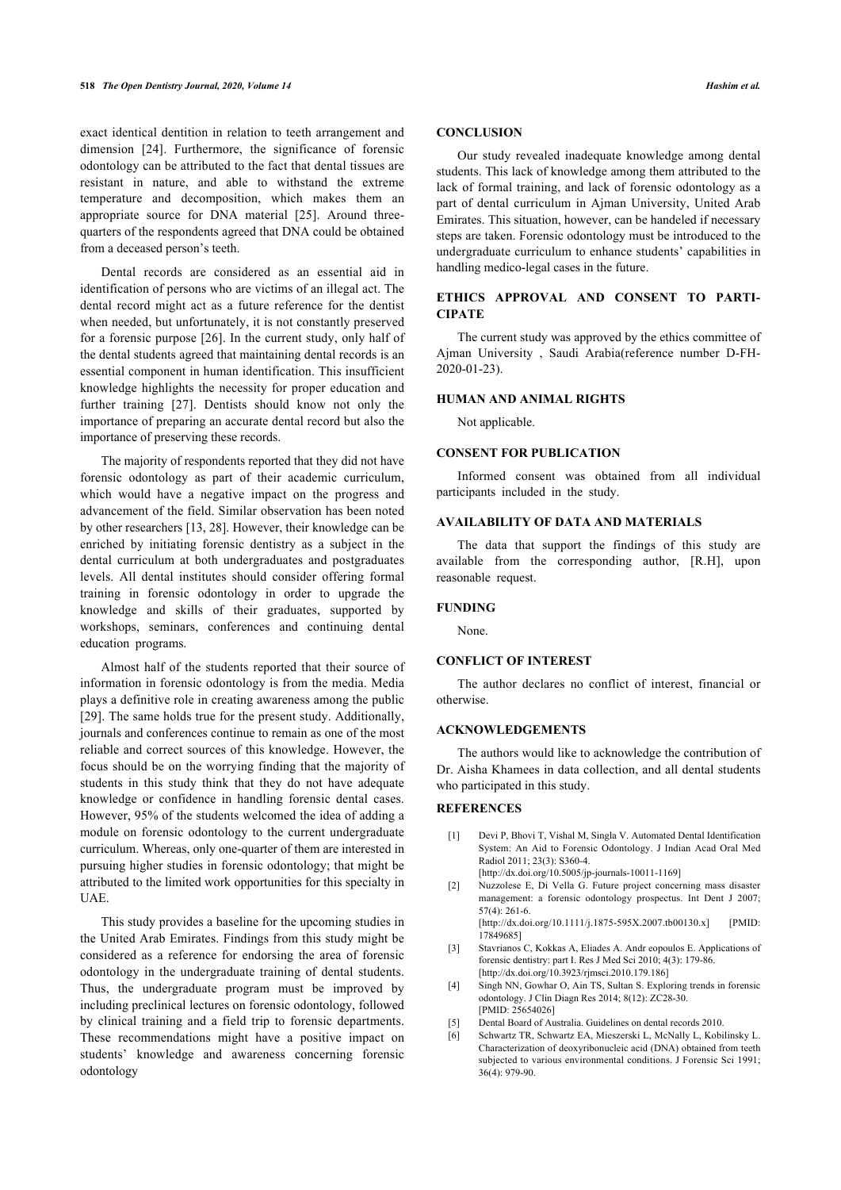exact identical dentition in relation to teeth arrangement and dimension [24]. Furthermore, the significance of forensic odontology can be attributed to the fact that dental tissues are resistant in nature, and able to withstand the extreme temperature and decomposition, which makes them an appropriate source for DNA material [25]. Around three-quarters of the respondents agreed that DNA could be obtained from a deceased person's teeth.

Dental records are considered as an essential aid in identification of persons who are victims of an illegal act. The dental record might act as a future reference for the dentist when needed, but unfortunately, it is not constantly preserved for a forensic purpose [26]. In the current study, only half of the dental students agreed that maintaining dental records is an essential component in human identification. This insufficient knowledge highlights the necessity for proper education and further training [27]. Dentists should know not only the importance of preparing an accurate dental record but also the importance of preserving these records.

The majority of respondents reported that they did not have forensic odontology as part of their academic curriculum, which would have a negative impact on the progress and advancement of the field. Similar observation has been noted by other researchers [13, 28]. However, their knowledge can be enriched by initiating forensic dentistry as a subject in the dental curriculum at both undergraduates and postgraduates levels. All dental institutes should consider offering formal training in forensic odontology in order to upgrade the knowledge and skills of their graduates, supported by workshops, seminars, conferences and continuing dental education programs.

Almost half of the students reported that their source of information in forensic odontology is from the media. Media plays a definitive role in creating awareness among the public [29]. The same holds true for the present study. Additionally, journals and conferences continue to remain as one of the most reliable and correct sources of this knowledge. However, the focus should be on the worrying finding that the majority of students in this study think that they do not have adequate knowledge or confidence in handling forensic dental cases. However, 95% of the students welcomed the idea of adding a module on forensic odontology to the current undergraduate curriculum. Whereas, only one-quarter of them are interested in pursuing higher studies in forensic odontology; that might be attributed to the limited work opportunities for this specialty in UAE.

This study provides a baseline for the upcoming studies in the United Arab Emirates. Findings from this study might be considered as a reference for endorsing the area of forensic odontology in the undergraduate training of dental students. Thus, the undergraduate program must be improved by including preclinical lectures on forensic odontology, followed by clinical training and a field trip to forensic departments. These recommendations might have a positive impact on students' knowledge and awareness concerning forensic odontology

## CONCLUSION

Our study revealed inadequate knowledge among dental students. This lack of knowledge among them attributed to the lack of formal training, and lack of forensic odontology as a part of dental curriculum in Ajman University, United Arab Emirates. This situation, however, can be handeled if necessary steps are taken. Forensic odontology must be introduced to the undergraduate curriculum to enhance students' capabilities in handling medico-legal cases in the future.

## ETHICS APPROVAL AND CONSENT TO PARTICIPATE

The current study was approved by the ethics committee of Ajman University , Saudi Arabia(reference number D-FH-2020-01-23).

## HUMAN AND ANIMAL RIGHTS

Not applicable.

## CONSENT FOR PUBLICATION

Informed consent was obtained from all individual participants included in the study.

## AVAILABILITY OF DATA AND MATERIALS

The data that support the findings of this study are available from the corresponding author, [R.H], upon reasonable request.

## FUNDING

None.

## CONFLICT OF INTEREST

The author declares no conflict of interest, financial or otherwise.

## ACKNOWLEDGEMENTS

The authors would like to acknowledge the contribution of Dr. Aisha Khamees in data collection, and all dental students who participated in this study.

## REFERENCES

[1] Devi P, Bhovi T, Vishal M, Singla V. Automated Dental Identification System: An Aid to Forensic Odontology. J Indian Acad Oral Med Radiol 2011; 23(3): S360-4. [http://dx.doi.org/10.5005/jp-journals-10011-1169]

[2] Nuzzolese E, Di Vella G. Future project concerning mass disaster management: a forensic odontology prospectus. Int Dent J 2007; 57(4): 261-6. [http://dx.doi.org/10.1111/j.1875-595X.2007.tb00130.x] [PMID: 17849685]

[3] Stavrianos C, Kokkas A, Eliades A. Andr eopoulos E. Applications of forensic dentistry: part I. Res J Med Sci 2010; 4(3): 179-86. [http://dx.doi.org/10.3923/rjmsci.2010.179.186]

[4] Singh NN, Gowhar O, Ain TS, Sultan S. Exploring trends in forensic odontology. J Clin Diagn Res 2014; 8(12): ZC28-30. [PMID: 25654026]

[5] Dental Board of Australia. Guidelines on dental records 2010.

[6] Schwartz TR, Schwartz EA, Mieszerski L, McNally L, Kobilinsky L. Characterization of deoxyribonucleic acid (DNA) obtained from teeth subjected to various environmental conditions. J Forensic Sci 1991; 36(4): 979-90.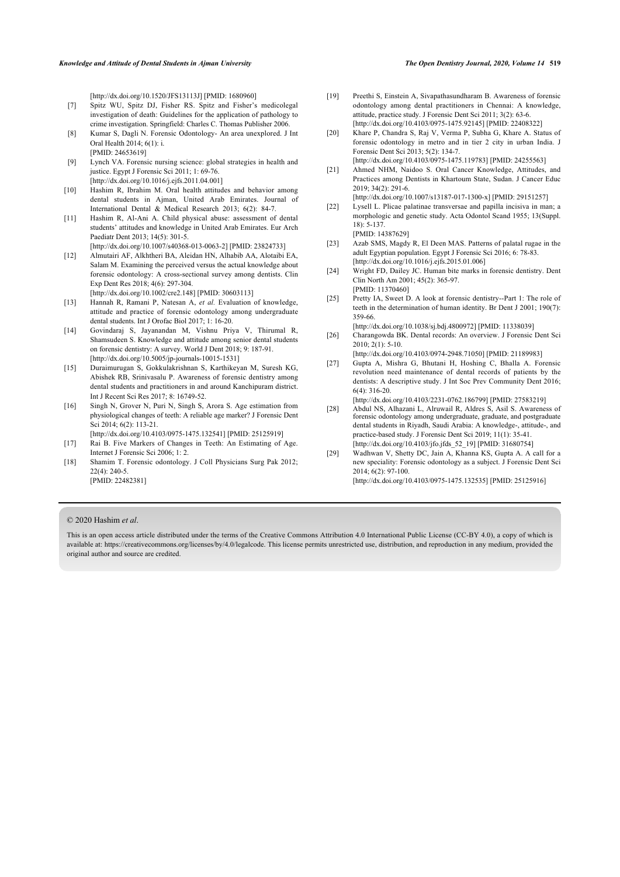[http://dx.doi.org/10.1520/JFS13113J] [PMID: 1680960]

[7] Spitz WU, Spitz DJ, Fisher RS. Spitz and Fisher's medicolegal investigation of death: Guidelines for the application of pathology to crime investigation. Springfield: Charles C. Thomas Publisher 2006.

[8] Kumar S, Dagli N. Forensic Odontology- An area unexplored. J Int Oral Health 2014; 6(1): i.
[PMID: 24653619]

[9] Lynch VA. Forensic nursing science: global strategies in health and justice. Egypt J Forensic Sci 2011; 1: 69-76.
[http://dx.doi.org/10.1016/j.ejfs.2011.04.001]

[10] Hashim R, Ibrahim M. Oral health attitudes and behavior among dental students in Ajman, United Arab Emirates. Journal of International Dental & Medical Research 2013; 6(2): 84-7.

[11] Hashim R, Al-Ani A. Child physical abuse: assessment of dental students' attitudes and knowledge in United Arab Emirates. Eur Arch Paediatr Dent 2013; 14(5): 301-5.
[http://dx.doi.org/10.1007/s40368-013-0063-2] [PMID: 23824733]

[12] Almutairi AF, Alkhtheri BA, Aleidan HN, Alhabib AA, Alotaibi EA, Salam M. Examining the perceived versus the actual knowledge about forensic odontology: A cross-sectional survey among dentists. Clin Exp Dent Res 2018; 4(6): 297-304.
[http://dx.doi.org/10.1002/cre2.148] [PMID: 30603113]

[13] Hannah R, Ramani P, Natesan A, *et al.* Evaluation of knowledge, attitude and practice of forensic odontology among undergraduate dental students. Int J Orofac Biol 2017; 1: 16-20.

[14] Govindaraj S, Jayanandan M, Vishnu Priya V, Thirumal R, Shamsudeen S. Knowledge and attitude among senior dental students on forensic dentistry: A survey. World J Dent 2018; 9: 187-91.
[http://dx.doi.org/10.5005/jp-journals-10015-1531]

[15] Duraimurugan S, Gokkulakrishnan S, Karthikeyan M, Suresh KG, Abishek RB, Srinivasalu P. Awareness of forensic dentistry among dental students and practitioners in and around Kanchipuram district. Int J Recent Sci Res 2017; 8: 16749-52.

[16] Singh N, Grover N, Puri N, Singh S, Arora S. Age estimation from physiological changes of teeth: A reliable age marker? J Forensic Dent Sci 2014; 6(2): 113-21.
[http://dx.doi.org/10.4103/0975-1475.132541] [PMID: 25125919]

[17] Rai B. Five Markers of Changes in Teeth: An Estimating of Age. Internet J Forensic Sci 2006; 1: 2.

[18] Shamim T. Forensic odontology. J Coll Physicians Surg Pak 2012; 22(4): 240-5.
[PMID: 22482381]

[19] Preethi S, Einstein A, Sivapathasundharam B. Awareness of forensic odontology among dental practitioners in Chennai: A knowledge, attitude, practice study. J Forensic Dent Sci 2011; 3(2): 63-6.
[http://dx.doi.org/10.4103/0975-1475.92145] [PMID: 22408322]

[20] Khare P, Chandra S, Raj V, Verma P, Subha G, Khare A. Status of forensic odontology in metro and in tier 2 city in urban India. J Forensic Dent Sci 2013; 5(2): 134-7.
[http://dx.doi.org/10.4103/0975-1475.119783] [PMID: 24255563]

[21] Ahmed NHM, Naidoo S. Oral Cancer Knowledge, Attitudes, and Practices among Dentists in Khartoum State, Sudan. J Cancer Educ 2019; 34(2): 291-6.
[http://dx.doi.org/10.1007/s13187-017-1300-x] [PMID: 29151257]

[22] Lysell L. Plicae palatinae transversae and papilla incisiva in man; a morphologic and genetic study. Acta Odontol Scand 1955; 13(Suppl. 18): 5-137.
[PMID: 14387629]

[23] Azab SMS, Magdy R, El Deen MAS. Patterns of palatal rugae in the adult Egyptian population. Egypt J Forensic Sci 2016; 6: 78-83.
[http://dx.doi.org/10.1016/j.ejfs.2015.01.006]

[24] Wright FD, Dailey JC. Human bite marks in forensic dentistry. Dent Clin North Am 2001; 45(2): 365-97.
[PMID: 11370460]

[25] Pretty IA, Sweet D. A look at forensic dentistry--Part 1: The role of teeth in the determination of human identity. Br Dent J 2001; 190(7): 359-66.
[http://dx.doi.org/10.1038/sj.bdj.4800972] [PMID: 11338039]

[26] Charangowda BK. Dental records: An overview. J Forensic Dent Sci 2010; 2(1): 5-10.
[http://dx.doi.org/10.4103/0974-2948.71050] [PMID: 21189983]

[27] Gupta A, Mishra G, Bhutani H, Hoshing C, Bhalla A. Forensic revolution need maintenance of dental records of patients by the dentists: A descriptive study. J Int Soc Prev Community Dent 2016; 6(4): 316-20.
[http://dx.doi.org/10.4103/2231-0762.186799] [PMID: 27583219]

[28] Abdul NS, Alhazani L, Alruwail R, Aldres S, Asil S. Awareness of forensic odontology among undergraduate, graduate, and postgraduate dental students in Riyadh, Saudi Arabia: A knowledge-, attitude-, and practice-based study. J Forensic Dent Sci 2019; 11(1): 35-41.
[http://dx.doi.org/10.4103/jfo.jfds_52_19] [PMID: 31680754]

[29] Wadhwan V, Shetty DC, Jain A, Khanna KS, Gupta A. A call for a new speciality: Forensic odontology as a subject. J Forensic Dent Sci 2014; 6(2): 97-100.
[http://dx.doi.org/10.4103/0975-1475.132535] [PMID: 25125916]

© 2020 Hashim *et al*.

This is an open access article distributed under the terms of the Creative Commons Attribution 4.0 International Public License (CC-BY 4.0), a copy of which is available at: https://creativecommons.org/licenses/by/4.0/legalcode. This license permits unrestricted use, distribution, and reproduction in any medium, provided the original author and source are credited.